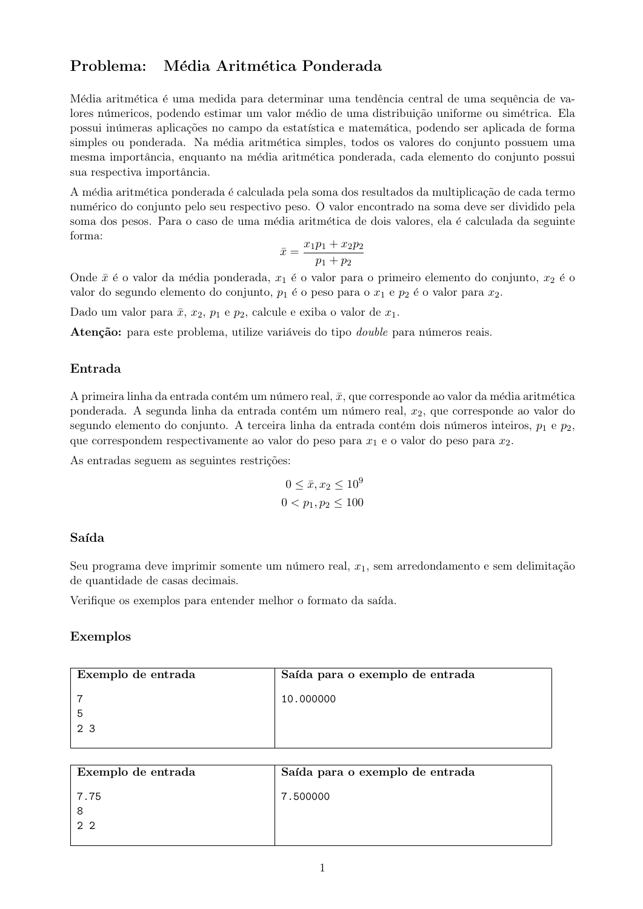# Problema: Média Aritmética Ponderada

Média aritmética é uma medida para determinar uma tendência central de uma sequência de valores númericos, podendo estimar um valor médio de uma distribuição uniforme ou simétrica. Ela possui inúmeras aplicações no campo da estatística e matemática, podendo ser aplicada de forma simples ou ponderada. Na média aritmética simples, todos os valores do conjunto possuem uma mesma importância, enquanto na média aritmética ponderada, cada elemento do conjunto possui sua respectiva importância.

A média aritmética ponderada é calculada pela soma dos resultados da multiplicação de cada termo numérico do conjunto pelo seu respectivo peso. O valor encontrado na soma deve ser dividido pela soma dos pesos. Para o caso de uma média aritmética de dois valores, ela é calculada da seguinte forma:

$$\bar{x} = \frac{x_1 p_1 + x_2 p_2}{p_1 + p_2}$$

Onde $\bar{x}$ é o valor da média ponderada, $x_1$ é o valor para o primeiro elemento do conjunto, $x_2$ é o valor do segundo elemento do conjunto, $p_1$ é o peso para o $x_1$ e $p_2$ é o valor para $x_2$.

Dado um valor para $\bar{x}$, $x_2$, $p_1$ e $p_2$, calcule e exiba o valor de $x_1$.

**Atenção:** para este problema, utilize variáveis do tipo *double* para números reais.

## Entrada

A primeira linha da entrada contém um número real, $\bar{x}$, que corresponde ao valor da média aritmética ponderada. A segunda linha da entrada contém um número real, $x_2$, que corresponde ao valor do segundo elemento do conjunto. A terceira linha da entrada contém dois números inteiros, $p_1$ e $p_2$, que correspondem respectivamente ao valor do peso para $x_1$ e o valor do peso para $x_2$.

As entradas seguem as seguintes restrições:

$$0 \leq \bar{x}, x_2 \leq 10^9$$
$$0 < p_1, p_2 \leq 100$$

## Saída

Seu programa deve imprimir somente um número real, $x_1$, sem arredondamento e sem delimitação de quantidade de casas decimais.

Verifique os exemplos para entender melhor o formato da saída.

## Exemplos

| Exemplo de entrada | Saída para o exemplo de entrada |
| --- | --- |
| 7<br>5<br>2 3 | 10.000000 |

| Exemplo de entrada | Saída para o exemplo de entrada |
| --- | --- |
| 7.75<br>8<br>2 2 | 7.500000 |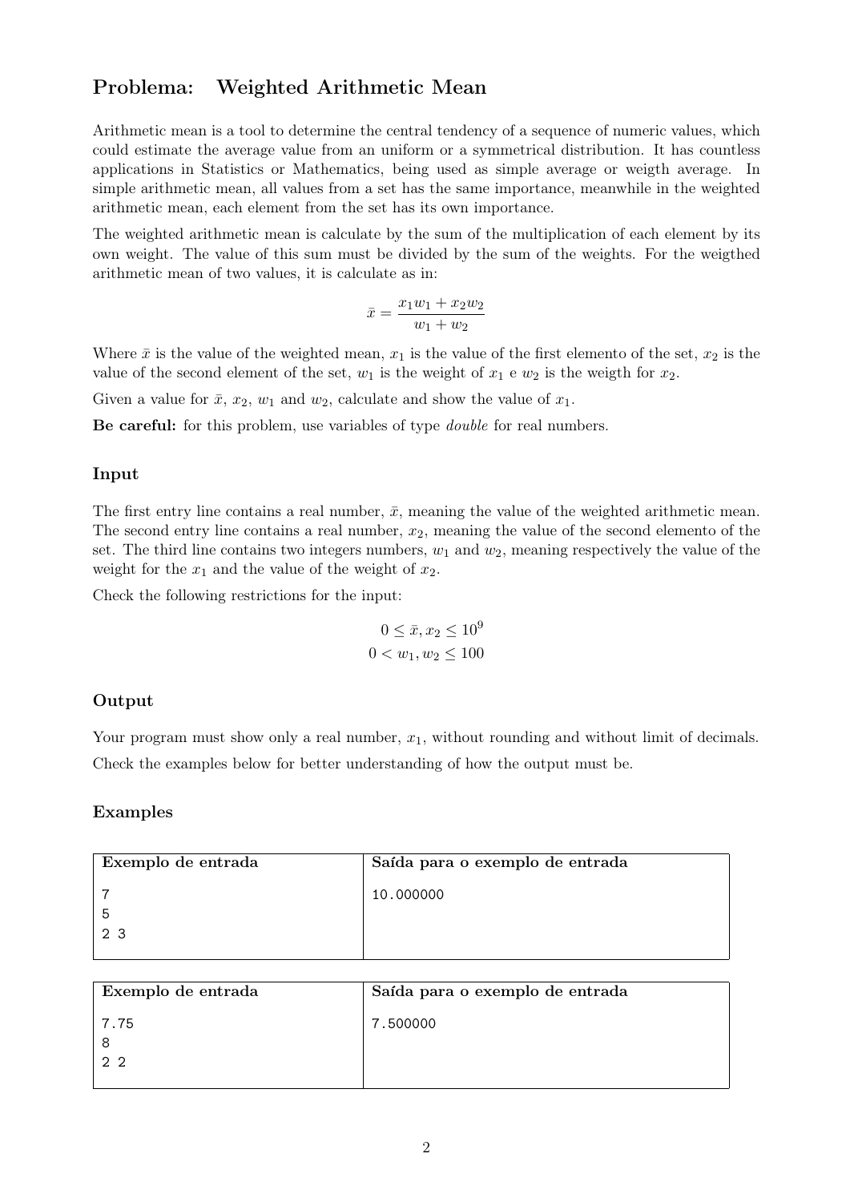## Problema: Weighted Arithmetic Mean

Arithmetic mean is a tool to determine the central tendency of a sequence of numeric values, which could estimate the average value from an uniform or a symmetrical distribution. It has countless applications in Statistics or Mathematics, being used as simple average or weigth average. In simple arithmetic mean, all values from a set has the same importance, meanwhile in the weighted arithmetic mean, each element from the set has its own importance.

The weighted arithmetic mean is calculate by the sum of the multiplication of each element by its own weight. The value of this sum must be divided by the sum of the weights. For the weigthed arithmetic mean of two values, it is calculate as in:

$$\bar{x} = \frac{x_1 w_1 + x_2 w_2}{w_1 + w_2}$$

Where $\bar{x}$ is the value of the weighted mean, $x_1$ is the value of the first elemento of the set, $x_2$ is the value of the second element of the set, $w_1$ is the weight of $x_1$ e $w_2$ is the weigth for $x_2$.

Given a value for $\bar{x}$, $x_2$, $w_1$ and $w_2$, calculate and show the value of $x_1$.

**Be careful:** for this problem, use variables of type *double* for real numbers.

### Input

The first entry line contains a real number, $\bar{x}$, meaning the value of the weighted arithmetic mean. The second entry line contains a real number, $x_2$, meaning the value of the second elemento of the set. The third line contains two integers numbers, $w_1$ and $w_2$, meaning respectively the value of the weight for the $x_1$ and the value of the weight of $x_2$.

Check the following restrictions for the input:

$$0 \leq \bar{x}, x_2 \leq 10^9$$
$$0 < w_1, w_2 \leq 100$$

### Output

Your program must show only a real number, $x_1$, without rounding and without limit of decimals.

Check the examples below for better understanding of how the output must be.

### Examples

| Exemplo de entrada | Saída para o exemplo de entrada |
|---|---|
| 7<br>5<br>2 3 | 10.000000 |

| Exemplo de entrada | Saída para o exemplo de entrada |
|---|---|
| 7.75<br>8<br>2 2 | 7.500000 |